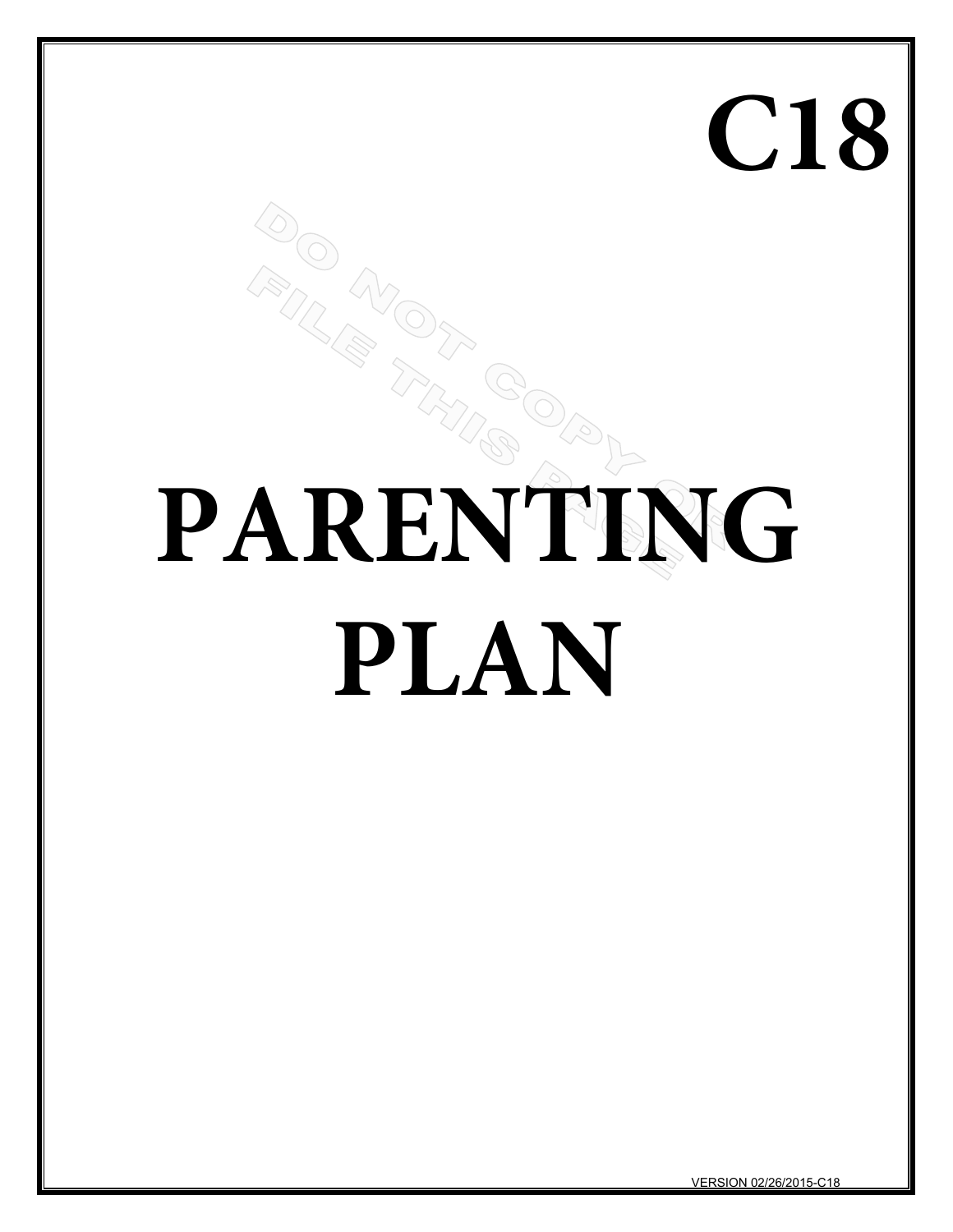# C18

# PARENTING PLAN

DO NOT COPY OR FILE THIS PAGE

VERSION 02/26/2015-C18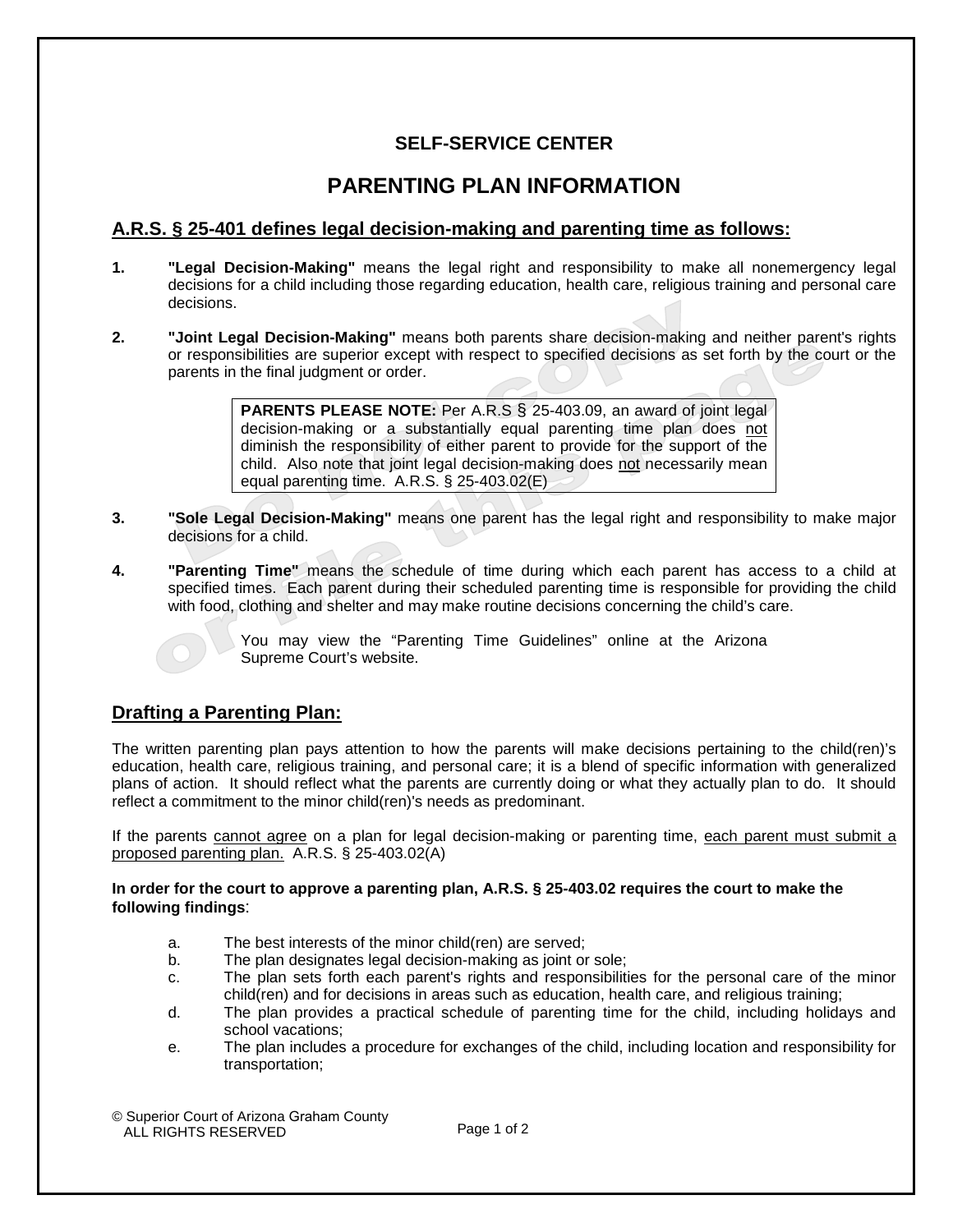**SELF-SERVICE CENTER**

# PARENTING PLAN INFORMATION

## A.R.S. § 25-401 defines legal decision-making and parenting time as follows:

1. **"Legal Decision-Making"** means the legal right and responsibility to make all nonemergency legal decisions for a child including those regarding education, health care, religious training and personal care decisions.

2. **"Joint Legal Decision-Making"** means both parents share decision-making and neither parent's rights or responsibilities are superior except with respect to specified decisions as set forth by the court or the parents in the final judgment or order.

> **PARENTS PLEASE NOTE:** Per A.R.S § 25-403.09, an award of joint legal decision-making or a substantially equal parenting time plan does not diminish the responsibility of either parent to provide for the support of the child. Also note that joint legal decision-making does not necessarily mean equal parenting time. A.R.S. § 25-403.02(E)

3. **"Sole Legal Decision-Making"** means one parent has the legal right and responsibility to make major decisions for a child.

4. **"Parenting Time"** means the schedule of time during which each parent has access to a child at specified times. Each parent during their scheduled parenting time is responsible for providing the child with food, clothing and shelter and may make routine decisions concerning the child's care.

   You may view the "Parenting Time Guidelines" online at the Arizona Supreme Court's website.

## Drafting a Parenting Plan:

The written parenting plan pays attention to how the parents will make decisions pertaining to the child(ren)'s education, health care, religious training, and personal care; it is a blend of specific information with generalized plans of action. It should reflect what the parents are currently doing or what they actually plan to do. It should reflect a commitment to the minor child(ren)'s needs as predominant.

If the parents cannot agree on a plan for legal decision-making or parenting time, each parent must submit a proposed parenting plan. A.R.S. § 25-403.02(A)

**In order for the court to approve a parenting plan, A.R.S. § 25-403.02 requires the court to make the following findings**:

a. The best interests of the minor child(ren) are served;
b. The plan designates legal decision-making as joint or sole;
c. The plan sets forth each parent's rights and responsibilities for the personal care of the minor child(ren) and for decisions in areas such as education, health care, and religious training;
d. The plan provides a practical schedule of parenting time for the child, including holidays and school vacations;
e. The plan includes a procedure for exchanges of the child, including location and responsibility for transportation;

© Superior Court of Arizona Graham County
ALL RIGHTS RESERVED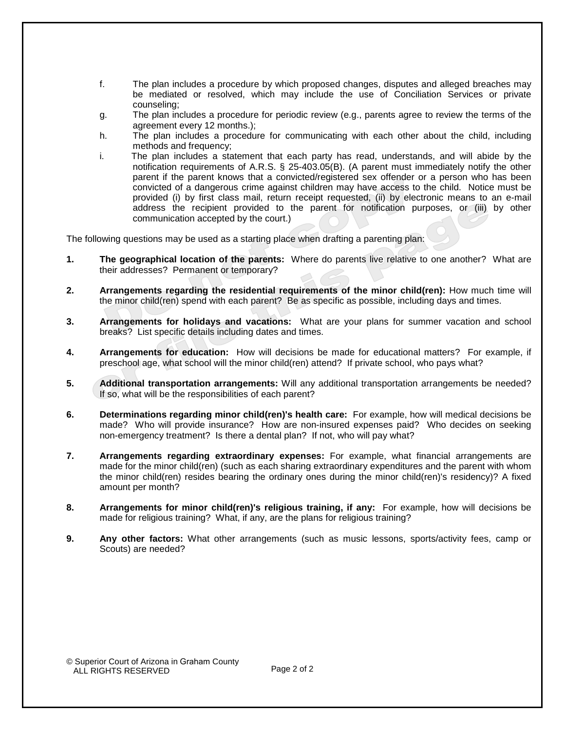f. The plan includes a procedure by which proposed changes, disputes and alleged breaches may be mediated or resolved, which may include the use of Conciliation Services or private counseling;

g. The plan includes a procedure for periodic review (e.g., parents agree to review the terms of the agreement every 12 months.);

h. The plan includes a procedure for communicating with each other about the child, including methods and frequency;

i. The plan includes a statement that each party has read, understands, and will abide by the notification requirements of A.R.S. § 25-403.05(B). (A parent must immediately notify the other parent if the parent knows that a convicted/registered sex offender or a person who has been convicted of a dangerous crime against children may have access to the child. Notice must be provided (i) by first class mail, return receipt requested, (ii) by electronic means to an e-mail address the recipient provided to the parent for notification purposes, or (iii) by other communication accepted by the court.)

The following questions may be used as a starting place when drafting a parenting plan:

1. **The geographical location of the parents:** Where do parents live relative to one another? What are their addresses? Permanent or temporary?

2. **Arrangements regarding the residential requirements of the minor child(ren):** How much time will the minor child(ren) spend with each parent? Be as specific as possible, including days and times.

3. **Arrangements for holidays and vacations:** What are your plans for summer vacation and school breaks? List specific details including dates and times.

4. **Arrangements for education:** How will decisions be made for educational matters? For example, if preschool age, what school will the minor child(ren) attend? If private school, who pays what?

5. **Additional transportation arrangements:** Will any additional transportation arrangements be needed? If so, what will be the responsibilities of each parent?

6. **Determinations regarding minor child(ren)'s health care:** For example, how will medical decisions be made? Who will provide insurance? How are non-insured expenses paid? Who decides on seeking non-emergency treatment? Is there a dental plan? If not, who will pay what?

7. **Arrangements regarding extraordinary expenses:** For example, what financial arrangements are made for the minor child(ren) (such as each sharing extraordinary expenditures and the parent with whom the minor child(ren) resides bearing the ordinary ones during the minor child(ren)'s residency)? A fixed amount per month?

8. **Arrangements for minor child(ren)'s religious training, if any:** For example, how will decisions be made for religious training? What, if any, are the plans for religious training?

9. **Any other factors:** What other arrangements (such as music lessons, sports/activity fees, camp or Scouts) are needed?

© Superior Court of Arizona in Graham County
ALL RIGHTS RESERVED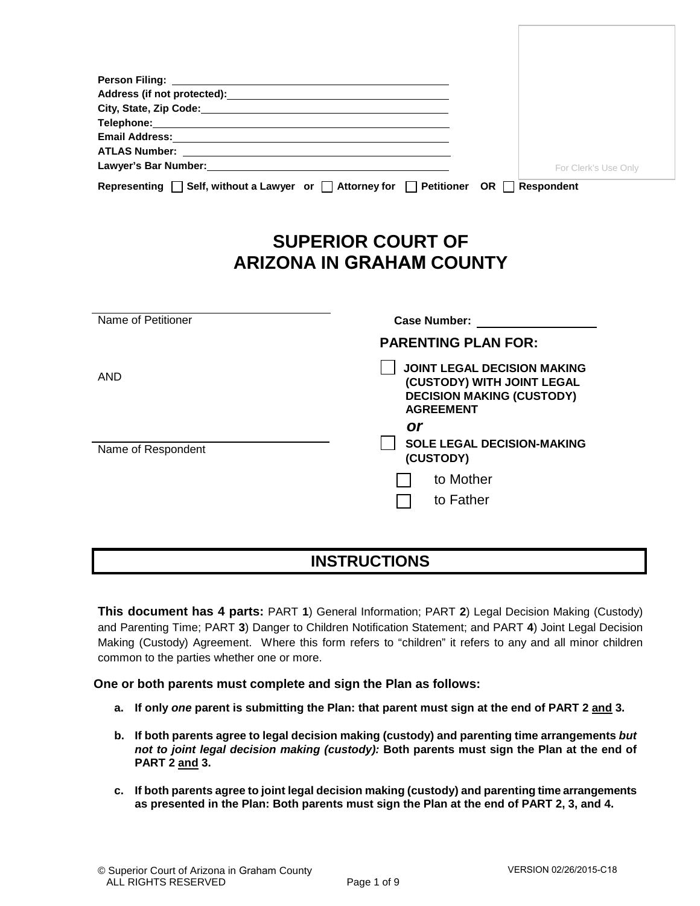Person Filing: ______________________________

Address (if not protected): ______________________________

City, State, Zip Code: ______________________________

Telephone: ______________________________

Email Address: ______________________________

ATLAS Number: ______________________________

Lawyer's Bar Number: ______________________________

For Clerk's Use Only

**Representing** ☐ **Self, without a Lawyer or** ☐ **Attorney for** ☐ **Petitioner OR** ☐ **Respondent**

# SUPERIOR COURT OF ARIZONA IN GRAHAM COUNTY

______________________________
Name of Petitioner

AND

______________________________
Name of Respondent

**Case Number:** ______________________________

**PARENTING PLAN FOR:**

☐ **JOINT LEGAL DECISION MAKING (CUSTODY) WITH JOINT LEGAL DECISION MAKING (CUSTODY) AGREEMENT**

***or***

☐ **SOLE LEGAL DECISION-MAKING (CUSTODY)**

☐ to Mother

☐ to Father

## INSTRUCTIONS

**This document has 4 parts:** PART **1**) General Information; PART **2**) Legal Decision Making (Custody) and Parenting Time; PART **3**) Danger to Children Notification Statement; and PART **4**) Joint Legal Decision Making (Custody) Agreement. Where this form refers to "children" it refers to any and all minor children common to the parties whether one or more.

**One or both parents must complete and sign the Plan as follows:**

a. **If only *one* parent is submitting the Plan: that parent must sign at the end of PART 2 and 3.**

b. **If both parents agree to legal decision making (custody) and parenting time arrangements *but not to joint legal decision making (custody):* Both parents must sign the Plan at the end of PART 2 and 3.**

c. **If both parents agree to joint legal decision making (custody) and parenting time arrangements as presented in the Plan: Both parents must sign the Plan at the end of PART 2, 3, and 4.**

© Superior Court of Arizona in Graham County
ALL RIGHTS RESERVED

VERSION 02/26/2015-C18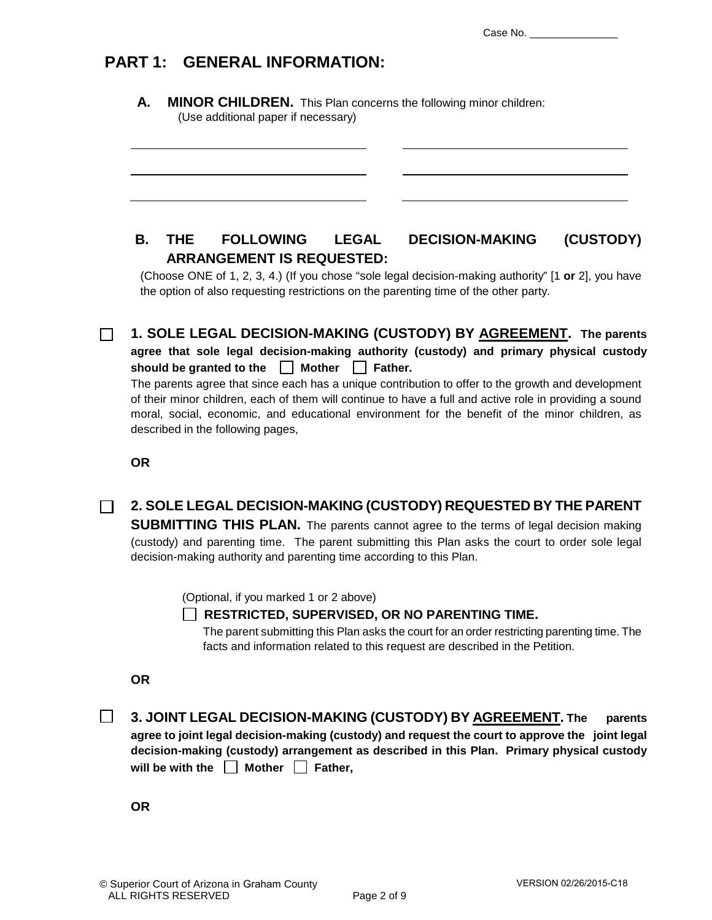Case No. _______________

## PART 1: GENERAL INFORMATION:

**A. MINOR CHILDREN.** This Plan concerns the following minor children:
(Use additional paper if necessary)

_______________________________ _______________________________

_______________________________ _______________________________

_______________________________ _______________________________

**B. THE FOLLOWING LEGAL DECISION-MAKING (CUSTODY) ARRANGEMENT IS REQUESTED:**

(Choose ONE of 1, 2, 3, 4.) (If you chose "sole legal decision-making authority" [1 **or** 2], you have the option of also requesting restrictions on the parenting time of the other party.

☐ **1. SOLE LEGAL DECISION-MAKING (CUSTODY) BY AGREEMENT. The parents agree that sole legal decision-making authority (custody) and primary physical custody should be granted to the ☐ Mother ☐ Father.**

The parents agree that since each has a unique contribution to offer to the growth and development of their minor children, each of them will continue to have a full and active role in providing a sound moral, social, economic, and educational environment for the benefit of the minor children, as described in the following pages,

**OR**

☐ **2. SOLE LEGAL DECISION-MAKING (CUSTODY) REQUESTED BY THE PARENT SUBMITTING THIS PLAN.** The parents cannot agree to the terms of legal decision making (custody) and parenting time. The parent submitting this Plan asks the court to order sole legal decision-making authority and parenting time according to this Plan.

(Optional, if you marked 1 or 2 above)

☐ **RESTRICTED, SUPERVISED, OR NO PARENTING TIME.**

The parent submitting this Plan asks the court for an order restricting parenting time. The facts and information related to this request are described in the Petition.

**OR**

☐ **3. JOINT LEGAL DECISION-MAKING (CUSTODY) BY AGREEMENT. The parents agree to joint legal decision-making (custody) and request the court to approve the joint legal decision-making (custody) arrangement as described in this Plan. Primary physical custody will be with the ☐ Mother ☐ Father,**

**OR**

© Superior Court of Arizona in Graham County
ALL RIGHTS RESERVED

VERSION 02/26/2015-C18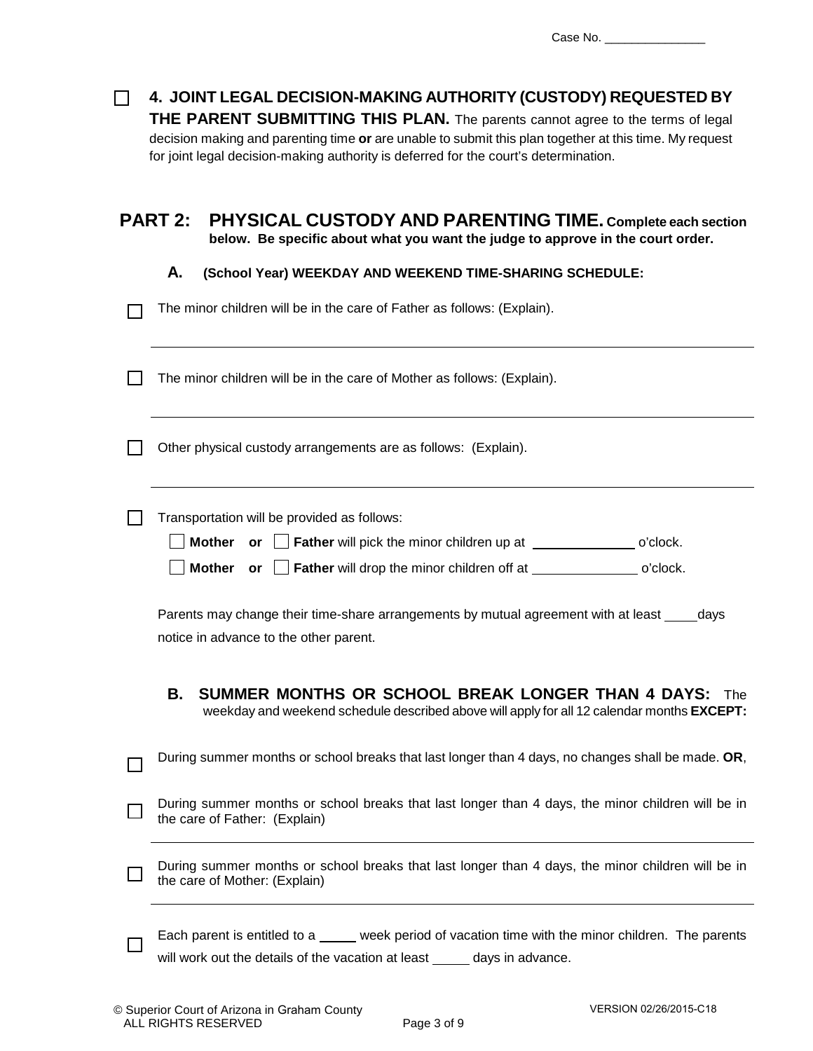Case No. _______________

☐ **4. JOINT LEGAL DECISION-MAKING AUTHORITY (CUSTODY) REQUESTED BY THE PARENT SUBMITTING THIS PLAN.** The parents cannot agree to the terms of legal decision making and parenting time **or** are unable to submit this plan together at this time. My request for joint legal decision-making authority is deferred for the court's determination.

## PART 2: PHYSICAL CUSTODY AND PARENTING TIME. Complete each section below. Be specific about what you want the judge to approve in the court order.

### A. (School Year) WEEKDAY AND WEEKEND TIME-SHARING SCHEDULE:

☐ The minor children will be in the care of Father as follows: (Explain).

_______________________________________________________________________________

☐ The minor children will be in the care of Mother as follows: (Explain).

_______________________________________________________________________________

☐ Other physical custody arrangements are as follows: (Explain).

_______________________________________________________________________________

☐ Transportation will be provided as follows:

☐ **Mother** or ☐ **Father** will pick the minor children up at ______________ o'clock.

☐ **Mother** or ☐ **Father** will drop the minor children off at ______________ o'clock.

Parents may change their time-share arrangements by mutual agreement with at least ____ days notice in advance to the other parent.

### B. SUMMER MONTHS OR SCHOOL BREAK LONGER THAN 4 DAYS: The weekday and weekend schedule described above will apply for all 12 calendar months **EXCEPT:**

☐ During summer months or school breaks that last longer than 4 days, no changes shall be made. **OR**,

☐ During summer months or school breaks that last longer than 4 days, the minor children will be in the care of Father: (Explain)

_______________________________________________________________________________

☐ During summer months or school breaks that last longer than 4 days, the minor children will be in the care of Mother: (Explain)

_______________________________________________________________________________

☐ Each parent is entitled to a _____ week period of vacation time with the minor children. The parents will work out the details of the vacation at least _____ days in advance.

© Superior Court of Arizona in Graham County
ALL RIGHTS RESERVED

VERSION 02/26/2015-C18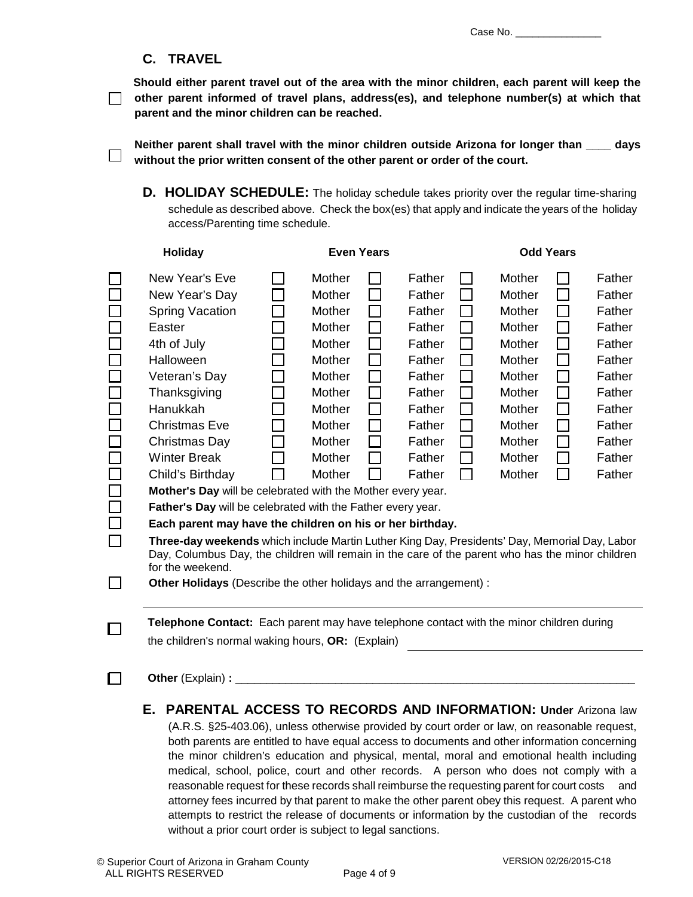Case No. _______________

## C. TRAVEL

☐ **Should either parent travel out of the area with the minor children, each parent will keep the other parent informed of travel plans, address(es), and telephone number(s) at which that parent and the minor children can be reached.**

☐ **Neither parent shall travel with the minor children outside Arizona for longer than ____ days without the prior written consent of the other parent or order of the court.**

## D. HOLIDAY SCHEDULE:

The holiday schedule takes priority over the regular time-sharing schedule as described above. Check the box(es) that apply and indicate the years of the holiday access/Parenting time schedule.

| | Holiday | Even Years | | Odd Years | |
|---|---|---|---|---|---|
| ☐ | New Year's Eve | ☐ Mother | ☐ Father | ☐ Mother | ☐ Father |
| ☐ | New Year's Day | ☐ Mother | ☐ Father | ☐ Mother | ☐ Father |
| ☐ | Spring Vacation | ☐ Mother | ☐ Father | ☐ Mother | ☐ Father |
| ☐ | Easter | ☐ Mother | ☐ Father | ☐ Mother | ☐ Father |
| ☐ | 4th of July | ☐ Mother | ☐ Father | ☐ Mother | ☐ Father |
| ☐ | Halloween | ☐ Mother | ☐ Father | ☐ Mother | ☐ Father |
| ☐ | Veteran's Day | ☐ Mother | ☐ Father | ☐ Mother | ☐ Father |
| ☐ | Thanksgiving | ☐ Mother | ☐ Father | ☐ Mother | ☐ Father |
| ☐ | Hanukkah | ☐ Mother | ☐ Father | ☐ Mother | ☐ Father |
| ☐ | Christmas Eve | ☐ Mother | ☐ Father | ☐ Mother | ☐ Father |
| ☐ | Christmas Day | ☐ Mother | ☐ Father | ☐ Mother | ☐ Father |
| ☐ | Winter Break | ☐ Mother | ☐ Father | ☐ Mother | ☐ Father |
| ☐ | Child's Birthday | ☐ Mother | ☐ Father | ☐ Mother | ☐ Father |

☐ **Mother's Day** will be celebrated with the Mother every year.

☐ **Father's Day** will be celebrated with the Father every year.

☐ **Each parent may have the children on his or her birthday.**

☐ **Three-day weekends** which include Martin Luther King Day, Presidents' Day, Memorial Day, Labor Day, Columbus Day, the children will remain in the care of the parent who has the minor children for the weekend.

☐ **Other Holidays** (Describe the other holidays and the arrangement) :

_______________________________________________________________

☐ **Telephone Contact:** Each parent may have telephone contact with the minor children during the children's normal waking hours, **OR:** (Explain) ______________________________

☐ **Other** (Explain) **:** _______________________________________________________________

## E. PARENTAL ACCESS TO RECORDS AND INFORMATION:

**Under** Arizona law (A.R.S. §25-403.06), unless otherwise provided by court order or law, on reasonable request, both parents are entitled to have equal access to documents and other information concerning the minor children's education and physical, mental, moral and emotional health including medical, school, police, court and other records. A person who does not comply with a reasonable request for these records shall reimburse the requesting parent for court costs and attorney fees incurred by that parent to make the other parent obey this request. A parent who attempts to restrict the release of documents or information by the custodian of the records without a prior court order is subject to legal sanctions.

© Superior Court of Arizona in Graham County ALL RIGHTS RESERVED — VERSION 02/26/2015-C18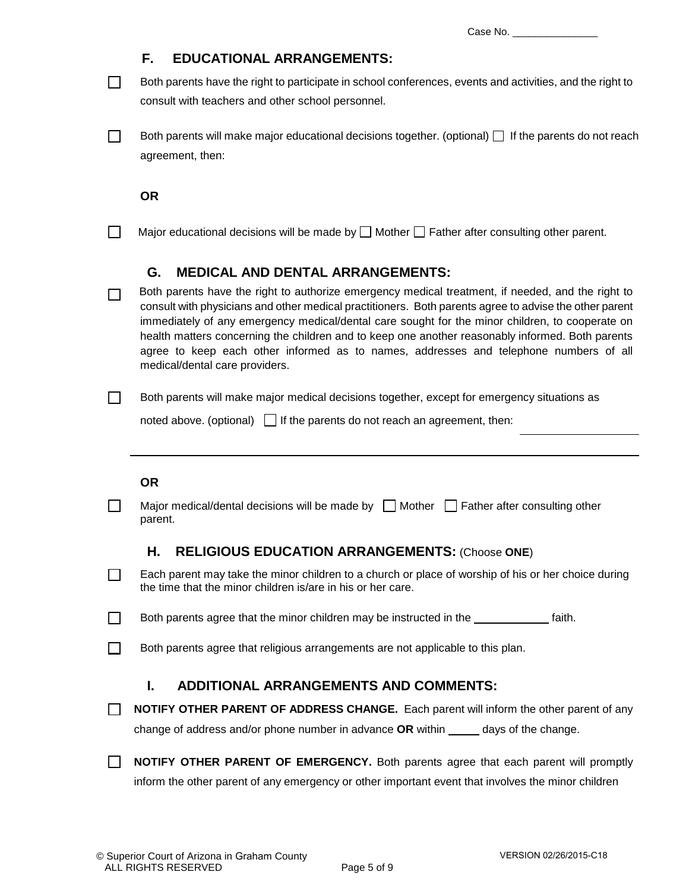Case No. _______________

### F. EDUCATIONAL ARRANGEMENTS:

☐ Both parents have the right to participate in school conferences, events and activities, and the right to consult with teachers and other school personnel.

☐ Both parents will make major educational decisions together. (optional) ☐ If the parents do not reach agreement, then:

**OR**

☐ Major educational decisions will be made by ☐ Mother ☐ Father after consulting other parent.

### G. MEDICAL AND DENTAL ARRANGEMENTS:

☐ Both parents have the right to authorize emergency medical treatment, if needed, and the right to consult with physicians and other medical practitioners. Both parents agree to advise the other parent immediately of any emergency medical/dental care sought for the minor children, to cooperate on health matters concerning the children and to keep one another reasonably informed. Both parents agree to keep each other informed as to names, addresses and telephone numbers of all medical/dental care providers.

☐ Both parents will make major medical decisions together, except for emergency situations as noted above. (optional) ☐ If the parents do not reach an agreement, then: ____________________

______________________________________________________________________________

**OR**

☐ Major medical/dental decisions will be made by ☐ Mother ☐ Father after consulting other parent.

### H. RELIGIOUS EDUCATION ARRANGEMENTS: (Choose **ONE**)

☐ Each parent may take the minor children to a church or place of worship of his or her choice during the time that the minor children is/are in his or her care.

☐ Both parents agree that the minor children may be instructed in the ____________ faith.

☐ Both parents agree that religious arrangements are not applicable to this plan.

### I. ADDITIONAL ARRANGEMENTS AND COMMENTS:

☐ **NOTIFY OTHER PARENT OF ADDRESS CHANGE.** Each parent will inform the other parent of any change of address and/or phone number in advance **OR** within _____ days of the change.

☐ **NOTIFY OTHER PARENT OF EMERGENCY.** Both parents agree that each parent will promptly inform the other parent of any emergency or other important event that involves the minor children

© Superior Court of Arizona in Graham County
ALL RIGHTS RESERVED

VERSION 02/26/2015-C18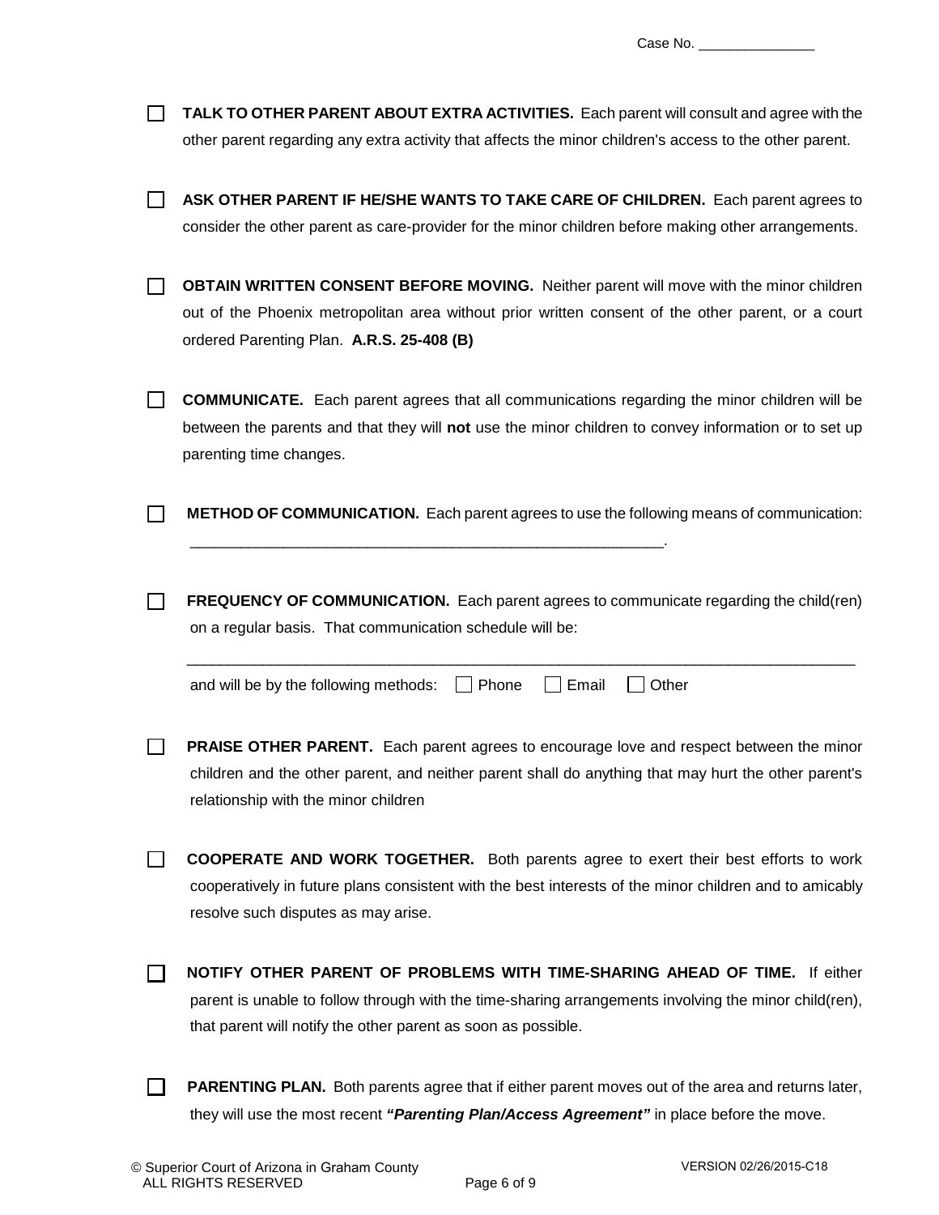Case No. _______________

☐ **TALK TO OTHER PARENT ABOUT EXTRA ACTIVITIES.** Each parent will consult and agree with the other parent regarding any extra activity that affects the minor children's access to the other parent.

☐ **ASK OTHER PARENT IF HE/SHE WANTS TO TAKE CARE OF CHILDREN.** Each parent agrees to consider the other parent as care-provider for the minor children before making other arrangements.

☐ **OBTAIN WRITTEN CONSENT BEFORE MOVING.** Neither parent will move with the minor children out of the Phoenix metropolitan area without prior written consent of the other parent, or a court ordered Parenting Plan. **A.R.S. 25-408 (B)**

☐ **COMMUNICATE.** Each parent agrees that all communications regarding the minor children will be between the parents and that they will **not** use the minor children to convey information or to set up parenting time changes.

☐ **METHOD OF COMMUNICATION.** Each parent agrees to use the following means of communication: _________________________________________________________.

☐ **FREQUENCY OF COMMUNICATION.** Each parent agrees to communicate regarding the child(ren) on a regular basis. That communication schedule will be:

_______________________________________________________________________________

and will be by the following methods: ☐ Phone ☐ Email ☐ Other

☐ **PRAISE OTHER PARENT.** Each parent agrees to encourage love and respect between the minor children and the other parent, and neither parent shall do anything that may hurt the other parent's relationship with the minor children

☐ **COOPERATE AND WORK TOGETHER.** Both parents agree to exert their best efforts to work cooperatively in future plans consistent with the best interests of the minor children and to amicably resolve such disputes as may arise.

☐ **NOTIFY OTHER PARENT OF PROBLEMS WITH TIME-SHARING AHEAD OF TIME.** If either parent is unable to follow through with the time-sharing arrangements involving the minor child(ren), that parent will notify the other parent as soon as possible.

☐ **PARENTING PLAN.** Both parents agree that if either parent moves out of the area and returns later, they will use the most recent ***"Parenting Plan/Access Agreement"*** in place before the move.

© Superior Court of Arizona in Graham County
ALL RIGHTS RESERVED

VERSION 02/26/2015-C18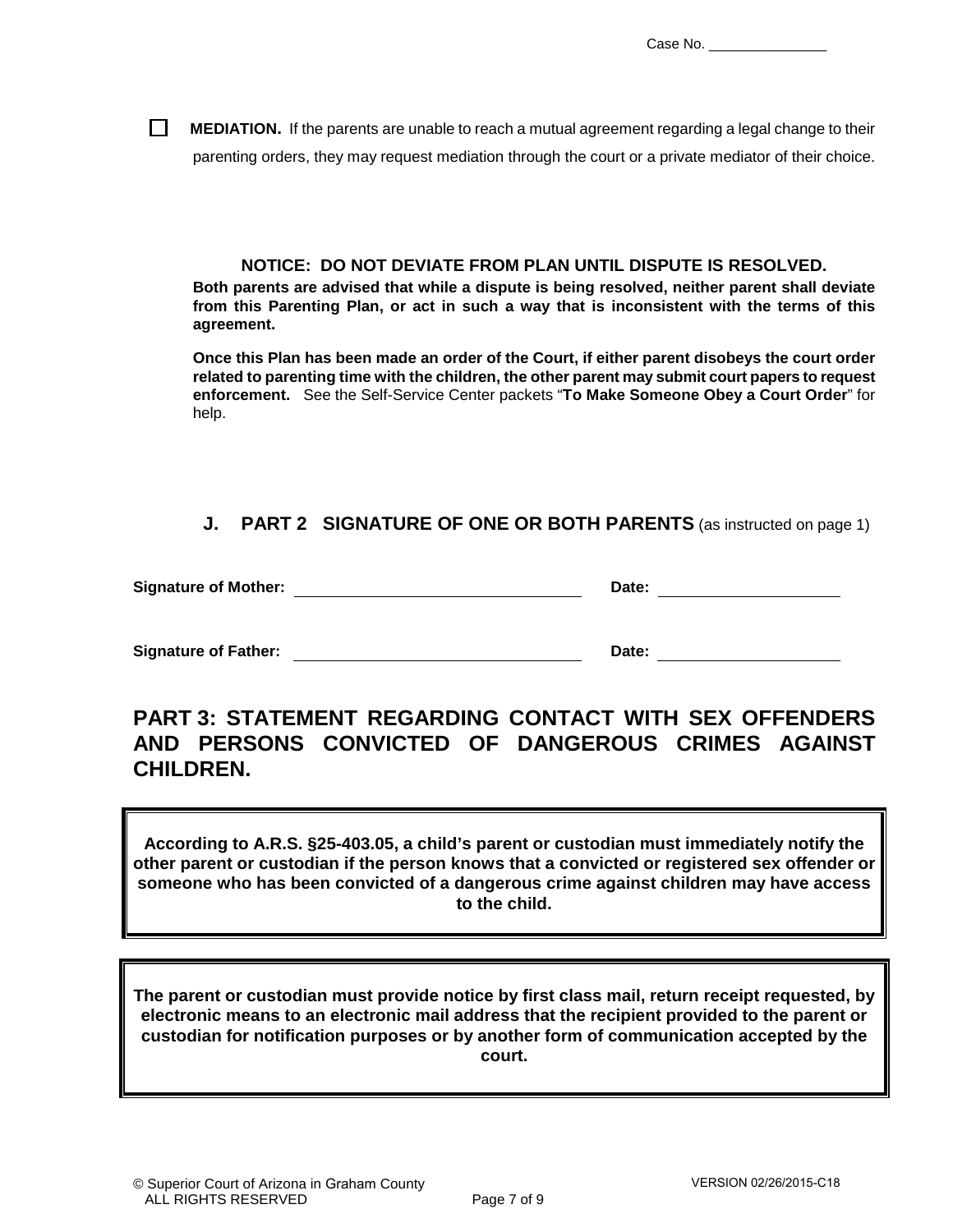Case No. _______________

☐ **MEDIATION.** If the parents are unable to reach a mutual agreement regarding a legal change to their parenting orders, they may request mediation through the court or a private mediator of their choice.

**NOTICE: DO NOT DEVIATE FROM PLAN UNTIL DISPUTE IS RESOLVED.**

**Both parents are advised that while a dispute is being resolved, neither parent shall deviate from this Parenting Plan, or act in such a way that is inconsistent with the terms of this agreement.**

**Once this Plan has been made an order of the Court, if either parent disobeys the court order related to parenting time with the children, the other parent may submit court papers to request enforcement.** See the Self-Service Center packets "**To Make Someone Obey a Court Order**" for help.

### J. PART 2 SIGNATURE OF ONE OR BOTH PARENTS (as instructed on page 1)

**Signature of Mother:** ______________________________ **Date:** ____________________

**Signature of Father:** ______________________________ **Date:** ____________________

## PART 3: STATEMENT REGARDING CONTACT WITH SEX OFFENDERS AND PERSONS CONVICTED OF DANGEROUS CRIMES AGAINST CHILDREN.

**According to A.R.S. §25-403.05, a child's parent or custodian must immediately notify the other parent or custodian if the person knows that a convicted or registered sex offender or someone who has been convicted of a dangerous crime against children may have access to the child.**

**The parent or custodian must provide notice by first class mail, return receipt requested, by electronic means to an electronic mail address that the recipient provided to the parent or custodian for notification purposes or by another form of communication accepted by the court.**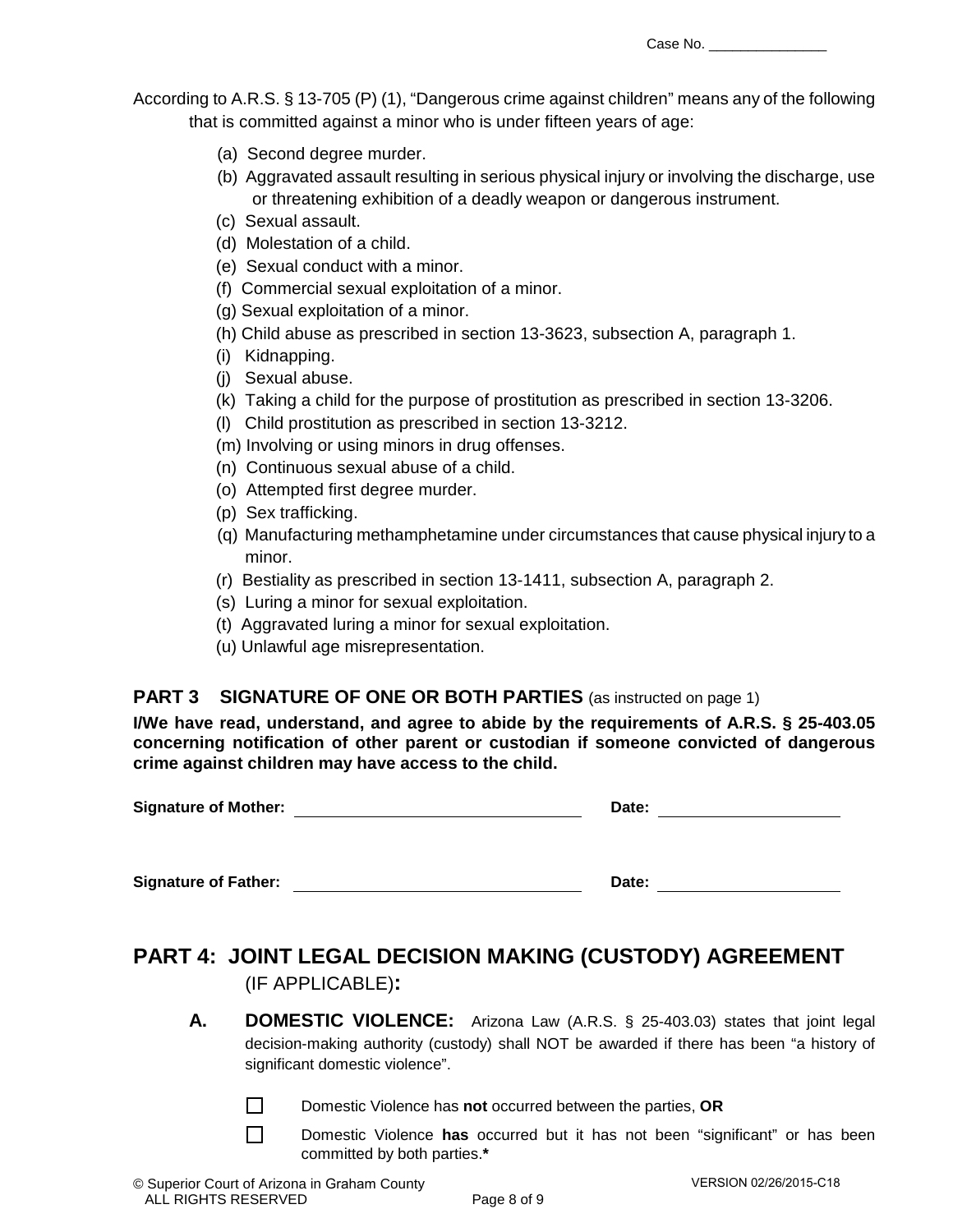Case No. _______________

According to A.R.S. § 13-705 (P) (1), "Dangerous crime against children" means any of the following that is committed against a minor who is under fifteen years of age:

(a) Second degree murder.
(b) Aggravated assault resulting in serious physical injury or involving the discharge, use or threatening exhibition of a deadly weapon or dangerous instrument.
(c) Sexual assault.
(d) Molestation of a child.
(e) Sexual conduct with a minor.
(f) Commercial sexual exploitation of a minor.
(g) Sexual exploitation of a minor.
(h) Child abuse as prescribed in section 13-3623, subsection A, paragraph 1.
(i) Kidnapping.
(j) Sexual abuse.
(k) Taking a child for the purpose of prostitution as prescribed in section 13-3206.
(l) Child prostitution as prescribed in section 13-3212.
(m) Involving or using minors in drug offenses.
(n) Continuous sexual abuse of a child.
(o) Attempted first degree murder.
(p) Sex trafficking.
(q) Manufacturing methamphetamine under circumstances that cause physical injury to a minor.
(r) Bestiality as prescribed in section 13-1411, subsection A, paragraph 2.
(s) Luring a minor for sexual exploitation.
(t) Aggravated luring a minor for sexual exploitation.
(u) Unlawful age misrepresentation.

## PART 3 SIGNATURE OF ONE OR BOTH PARTIES (as instructed on page 1)

**I/We have read, understand, and agree to abide by the requirements of A.R.S. § 25-403.05 concerning notification of other parent or custodian if someone convicted of dangerous crime against children may have access to the child.**

**Signature of Mother:** ______________________________ **Date:** ____________________

**Signature of Father:** ______________________________ **Date:** ____________________

## PART 4: JOINT LEGAL DECISION MAKING (CUSTODY) AGREEMENT (IF APPLICABLE):

**A. DOMESTIC VIOLENCE:** Arizona Law (A.R.S. § 25-403.03) states that joint legal decision-making authority (custody) shall NOT be awarded if there has been "a history of significant domestic violence".

☐ Domestic Violence has **not** occurred between the parties, **OR**

☐ Domestic Violence **has** occurred but it has not been "significant" or has been committed by both parties.**\***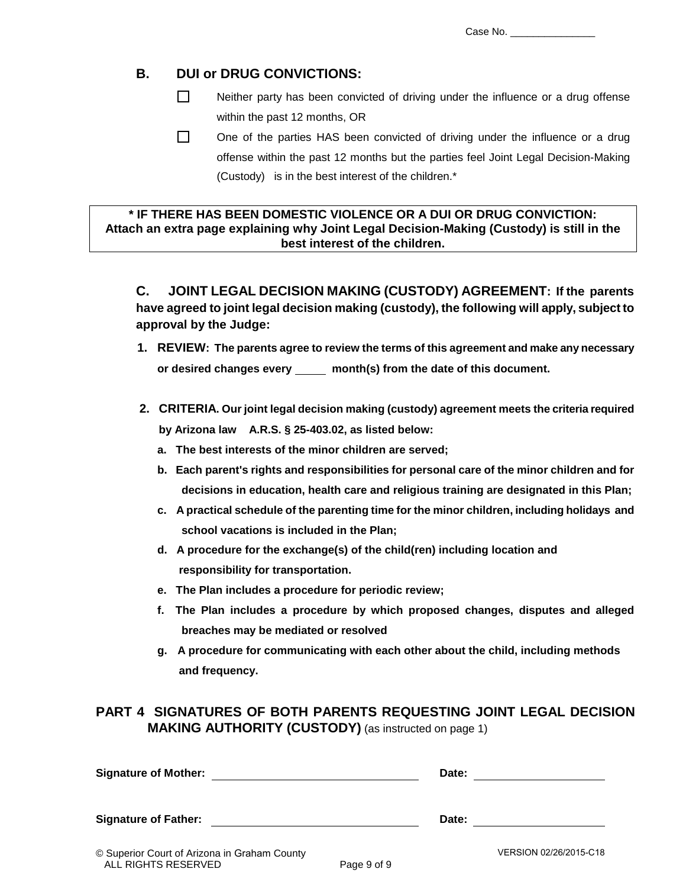Case No. _______________

### B. DUI or DRUG CONVICTIONS:

- ☐ Neither party has been convicted of driving under the influence or a drug offense within the past 12 months, OR
- ☐ One of the parties HAS been convicted of driving under the influence or a drug offense within the past 12 months but the parties feel Joint Legal Decision-Making (Custody) is in the best interest of the children.*

**\* IF THERE HAS BEEN DOMESTIC VIOLENCE OR A DUI OR DRUG CONVICTION: Attach an extra page explaining why Joint Legal Decision-Making (Custody) is still in the best interest of the children.**

### C. JOINT LEGAL DECISION MAKING (CUSTODY) AGREEMENT: If the parents have agreed to joint legal decision making (custody), the following will apply, subject to approval by the Judge:

1. **REVIEW: The parents agree to review the terms of this agreement and make any necessary or desired changes every _____ month(s) from the date of this document.**

2. **CRITERIA. Our joint legal decision making (custody) agreement meets the criteria required by Arizona law A.R.S. § 25-403.02, as listed below:**
   - **a. The best interests of the minor children are served;**
   - **b. Each parent's rights and responsibilities for personal care of the minor children and for decisions in education, health care and religious training are designated in this Plan;**
   - **c. A practical schedule of the parenting time for the minor children, including holidays and school vacations is included in the Plan;**
   - **d. A procedure for the exchange(s) of the child(ren) including location and responsibility for transportation.**
   - **e. The Plan includes a procedure for periodic review;**
   - **f. The Plan includes a procedure by which proposed changes, disputes and alleged breaches may be mediated or resolved**
   - **g. A procedure for communicating with each other about the child, including methods and frequency.**

## PART 4 SIGNATURES OF BOTH PARENTS REQUESTING JOINT LEGAL DECISION MAKING AUTHORITY (CUSTODY) (as instructed on page 1)

**Signature of Mother:** ________________________________ **Date:** ____________________

**Signature of Father:** ________________________________ **Date:** ____________________

© Superior Court of Arizona in Graham County
ALL RIGHTS RESERVED

VERSION 02/26/2015-C18